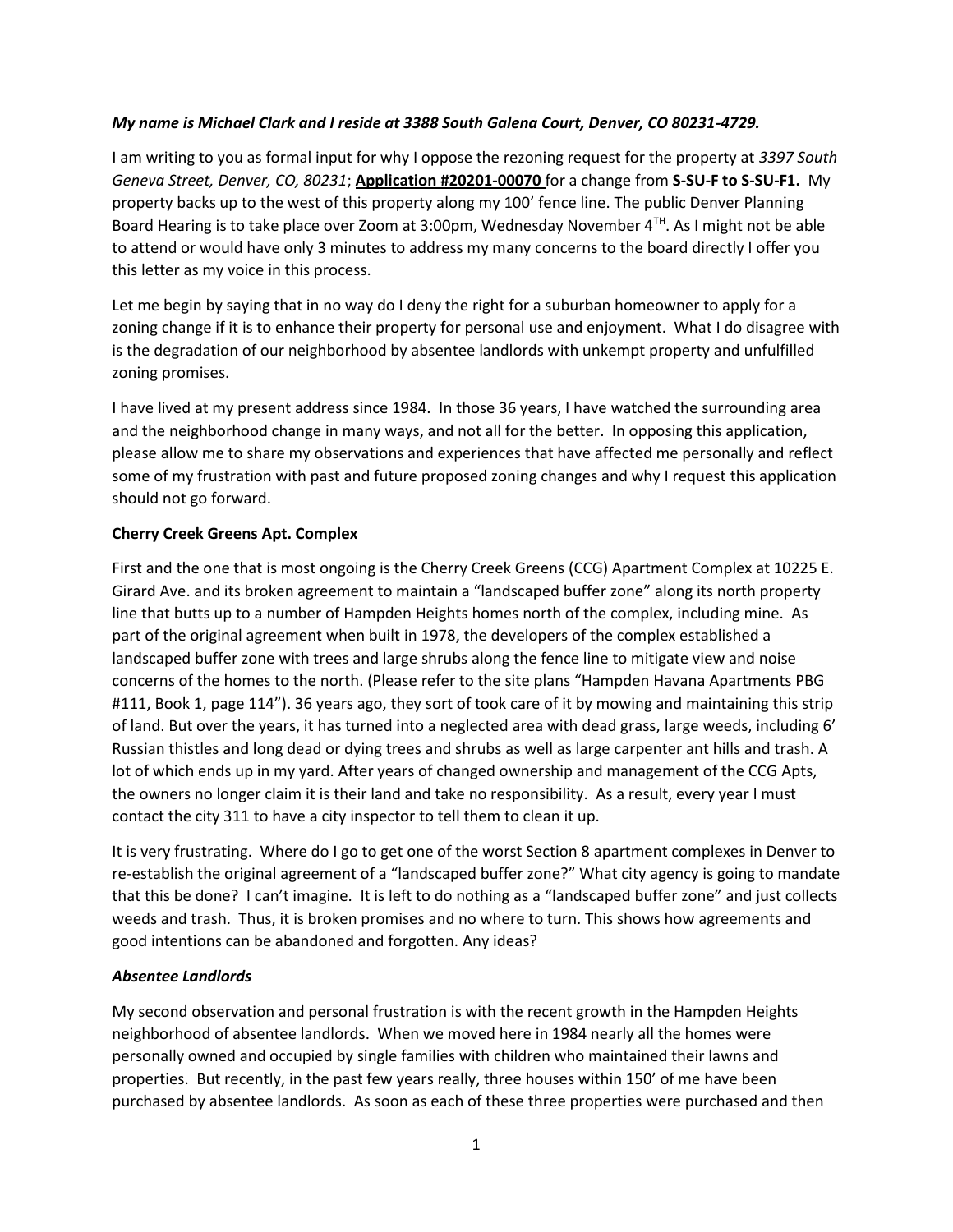***My name is Michael Clark and I reside at 3388 South Galena Court, Denver, CO 80231-4729.***

I am writing to you as formal input for why I oppose the rezoning request for the property at *3397 South Geneva Street, Denver, CO, 80231*; **Application #20201-00070** for a change from **S-SU-F to S-SU-F1.** My property backs up to the west of this property along my 100' fence line. The public Denver Planning Board Hearing is to take place over Zoom at 3:00pm, Wednesday November 4TH. As I might not be able to attend or would have only 3 minutes to address my many concerns to the board directly I offer you this letter as my voice in this process.

Let me begin by saying that in no way do I deny the right for a suburban homeowner to apply for a zoning change if it is to enhance their property for personal use and enjoyment. What I do disagree with is the degradation of our neighborhood by absentee landlords with unkempt property and unfulfilled zoning promises.

I have lived at my present address since 1984. In those 36 years, I have watched the surrounding area and the neighborhood change in many ways, and not all for the better. In opposing this application, please allow me to share my observations and experiences that have affected me personally and reflect some of my frustration with past and future proposed zoning changes and why I request this application should not go forward.

**Cherry Creek Greens Apt. Complex**

First and the one that is most ongoing is the Cherry Creek Greens (CCG) Apartment Complex at 10225 E. Girard Ave. and its broken agreement to maintain a "landscaped buffer zone" along its north property line that butts up to a number of Hampden Heights homes north of the complex, including mine. As part of the original agreement when built in 1978, the developers of the complex established a landscaped buffer zone with trees and large shrubs along the fence line to mitigate view and noise concerns of the homes to the north. (Please refer to the site plans "Hampden Havana Apartments PBG #111, Book 1, page 114"). 36 years ago, they sort of took care of it by mowing and maintaining this strip of land. But over the years, it has turned into a neglected area with dead grass, large weeds, including 6' Russian thistles and long dead or dying trees and shrubs as well as large carpenter ant hills and trash. A lot of which ends up in my yard. After years of changed ownership and management of the CCG Apts, the owners no longer claim it is their land and take no responsibility. As a result, every year I must contact the city 311 to have a city inspector to tell them to clean it up.

It is very frustrating. Where do I go to get one of the worst Section 8 apartment complexes in Denver to re-establish the original agreement of a "landscaped buffer zone?" What city agency is going to mandate that this be done? I can't imagine. It is left to do nothing as a "landscaped buffer zone" and just collects weeds and trash. Thus, it is broken promises and no where to turn. This shows how agreements and good intentions can be abandoned and forgotten. Any ideas?

***Absentee Landlords***

My second observation and personal frustration is with the recent growth in the Hampden Heights neighborhood of absentee landlords. When we moved here in 1984 nearly all the homes were personally owned and occupied by single families with children who maintained their lawns and properties. But recently, in the past few years really, three houses within 150' of me have been purchased by absentee landlords. As soon as each of these three properties were purchased and then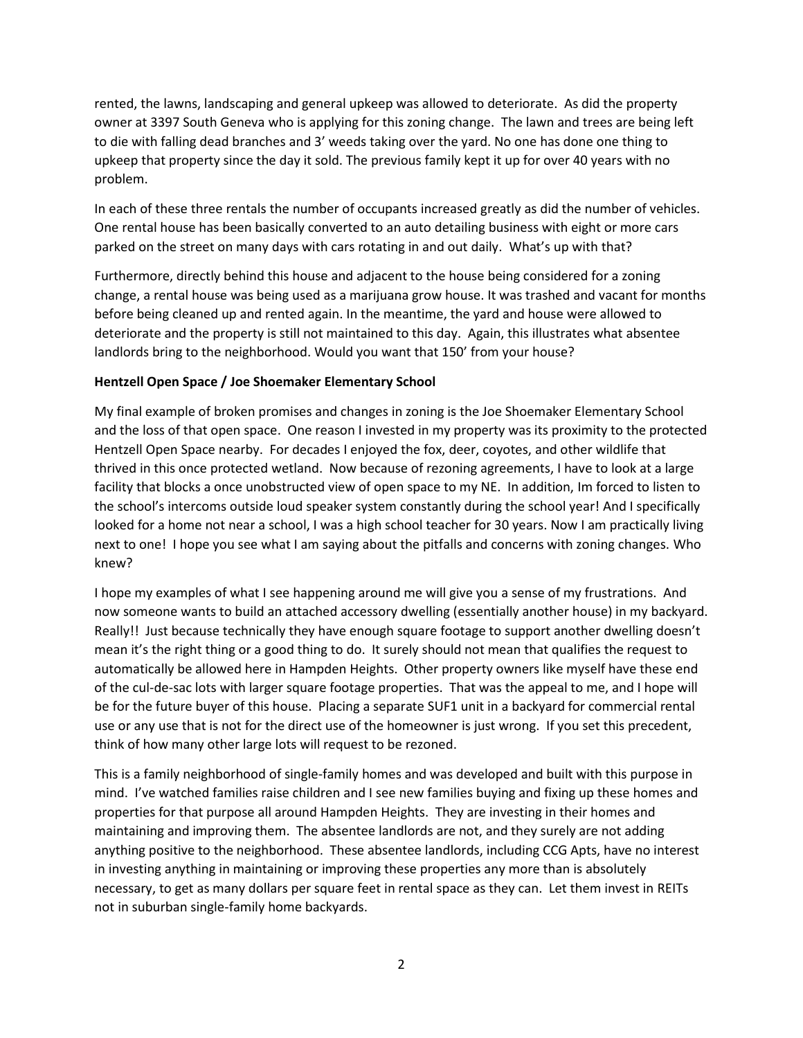rented, the lawns, landscaping and general upkeep was allowed to deteriorate. As did the property owner at 3397 South Geneva who is applying for this zoning change. The lawn and trees are being left to die with falling dead branches and 3' weeds taking over the yard. No one has done one thing to upkeep that property since the day it sold. The previous family kept it up for over 40 years with no problem.

In each of these three rentals the number of occupants increased greatly as did the number of vehicles. One rental house has been basically converted to an auto detailing business with eight or more cars parked on the street on many days with cars rotating in and out daily. What's up with that?

Furthermore, directly behind this house and adjacent to the house being considered for a zoning change, a rental house was being used as a marijuana grow house. It was trashed and vacant for months before being cleaned up and rented again. In the meantime, the yard and house were allowed to deteriorate and the property is still not maintained to this day. Again, this illustrates what absentee landlords bring to the neighborhood. Would you want that 150' from your house?

**Hentzell Open Space / Joe Shoemaker Elementary School**

My final example of broken promises and changes in zoning is the Joe Shoemaker Elementary School and the loss of that open space. One reason I invested in my property was its proximity to the protected Hentzell Open Space nearby. For decades I enjoyed the fox, deer, coyotes, and other wildlife that thrived in this once protected wetland. Now because of rezoning agreements, I have to look at a large facility that blocks a once unobstructed view of open space to my NE. In addition, Im forced to listen to the school's intercoms outside loud speaker system constantly during the school year! And I specifically looked for a home not near a school, I was a high school teacher for 30 years. Now I am practically living next to one! I hope you see what I am saying about the pitfalls and concerns with zoning changes. Who knew?

I hope my examples of what I see happening around me will give you a sense of my frustrations. And now someone wants to build an attached accessory dwelling (essentially another house) in my backyard. Really!! Just because technically they have enough square footage to support another dwelling doesn't mean it's the right thing or a good thing to do. It surely should not mean that qualifies the request to automatically be allowed here in Hampden Heights. Other property owners like myself have these end of the cul-de-sac lots with larger square footage properties. That was the appeal to me, and I hope will be for the future buyer of this house. Placing a separate SUF1 unit in a backyard for commercial rental use or any use that is not for the direct use of the homeowner is just wrong. If you set this precedent, think of how many other large lots will request to be rezoned.

This is a family neighborhood of single-family homes and was developed and built with this purpose in mind. I've watched families raise children and I see new families buying and fixing up these homes and properties for that purpose all around Hampden Heights. They are investing in their homes and maintaining and improving them. The absentee landlords are not, and they surely are not adding anything positive to the neighborhood. These absentee landlords, including CCG Apts, have no interest in investing anything in maintaining or improving these properties any more than is absolutely necessary, to get as many dollars per square feet in rental space as they can. Let them invest in REITs not in suburban single-family home backyards.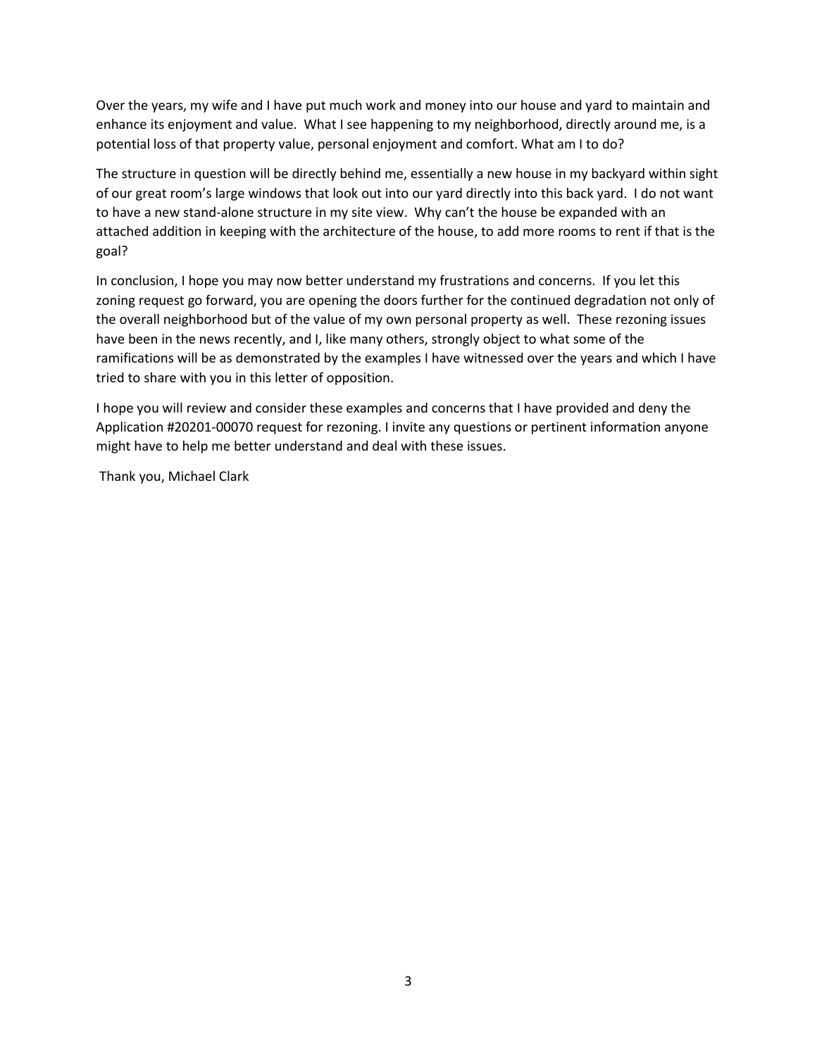Over the years, my wife and I have put much work and money into our house and yard to maintain and enhance its enjoyment and value. What I see happening to my neighborhood, directly around me, is a potential loss of that property value, personal enjoyment and comfort. What am I to do?

The structure in question will be directly behind me, essentially a new house in my backyard within sight of our great room's large windows that look out into our yard directly into this back yard. I do not want to have a new stand-alone structure in my site view. Why can't the house be expanded with an attached addition in keeping with the architecture of the house, to add more rooms to rent if that is the goal?

In conclusion, I hope you may now better understand my frustrations and concerns. If you let this zoning request go forward, you are opening the doors further for the continued degradation not only of the overall neighborhood but of the value of my own personal property as well. These rezoning issues have been in the news recently, and I, like many others, strongly object to what some of the ramifications will be as demonstrated by the examples I have witnessed over the years and which I have tried to share with you in this letter of opposition.

I hope you will review and consider these examples and concerns that I have provided and deny the Application #20201-00070 request for rezoning. I invite any questions or pertinent information anyone might have to help me better understand and deal with these issues.

Thank you, Michael Clark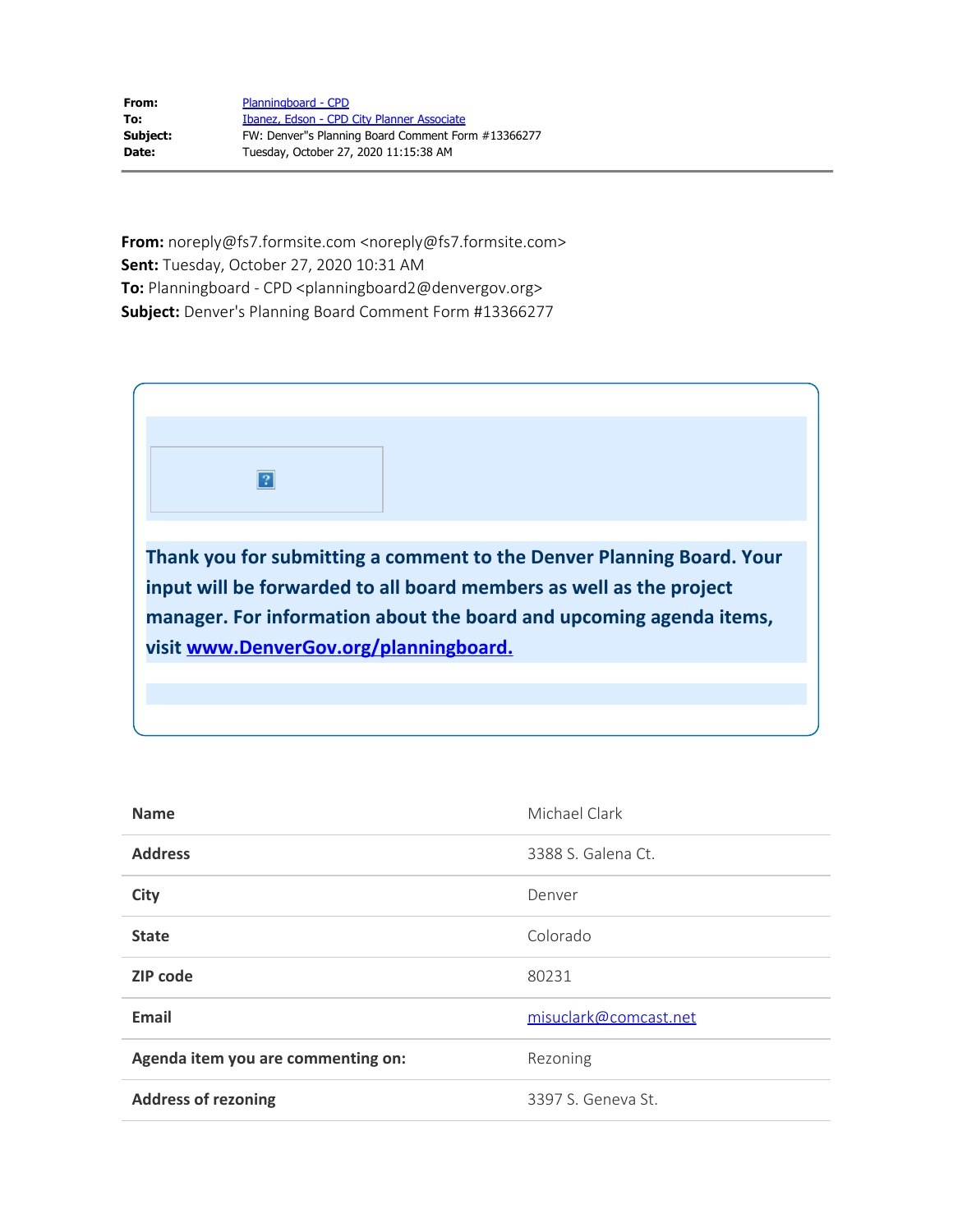| | |
|---|---|
| **From:** | Planningboard - CPD |
| **To:** | Ibanez, Edson - CPD City Planner Associate |
| **Subject:** | FW: Denver"s Planning Board Comment Form #13366277 |
| **Date:** | Tuesday, October 27, 2020 11:15:38 AM |

**From:** noreply@fs7.formsite.com <noreply@fs7.formsite.com>
**Sent:** Tuesday, October 27, 2020 10:31 AM
**To:** Planningboard - CPD <planningboard2@denvergov.org>
**Subject:** Denver's Planning Board Comment Form #13366277

**Thank you for submitting a comment to the Denver Planning Board. Your input will be forwarded to all board members as well as the project manager. For information about the board and upcoming agenda items, visit www.DenverGov.org/planningboard.**

| | |
|---|---|
| **Name** | Michael Clark |
| **Address** | 3388 S. Galena Ct. |
| **City** | Denver |
| **State** | Colorado |
| **ZIP code** | 80231 |
| **Email** | misuclark@comcast.net |
| **Agenda item you are commenting on:** | Rezoning |
| **Address of rezoning** | 3397 S. Geneva St. |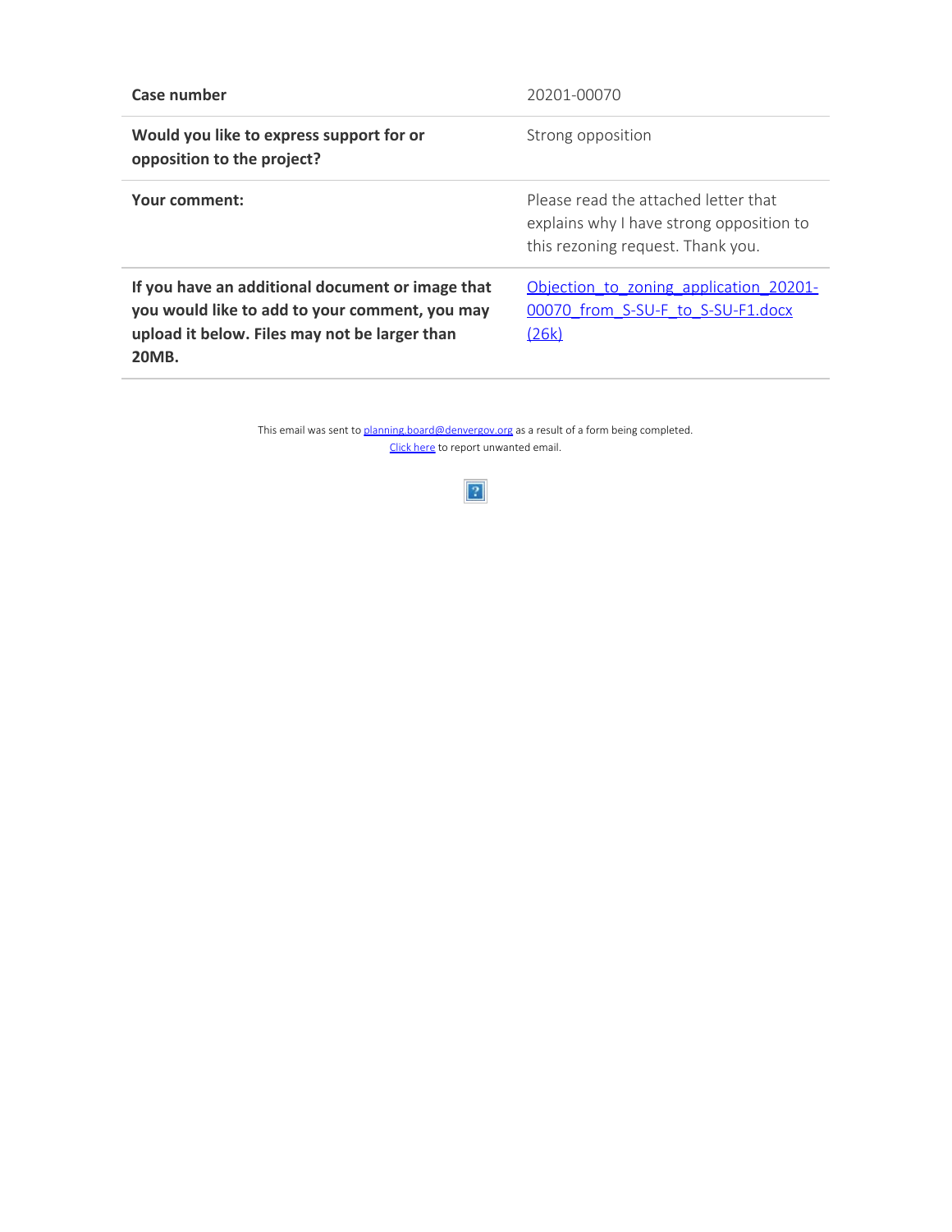| | |
|---|---|
| **Case number** | 20201-00070 |
| **Would you like to express support for or opposition to the project?** | Strong opposition |
| **Your comment:** | Please read the attached letter that explains why I have strong opposition to this rezoning request. Thank you. |
| **If you have an additional document or image that you would like to add to your comment, you may upload it below. Files may not be larger than 20MB.** | Objection_to_zoning_application_20201-00070_from_S-SU-F_to_S-SU-F1.docx (26k) |

This email was sent to planning.board@denvergov.org as a result of a form being completed.
Click here to report unwanted email.